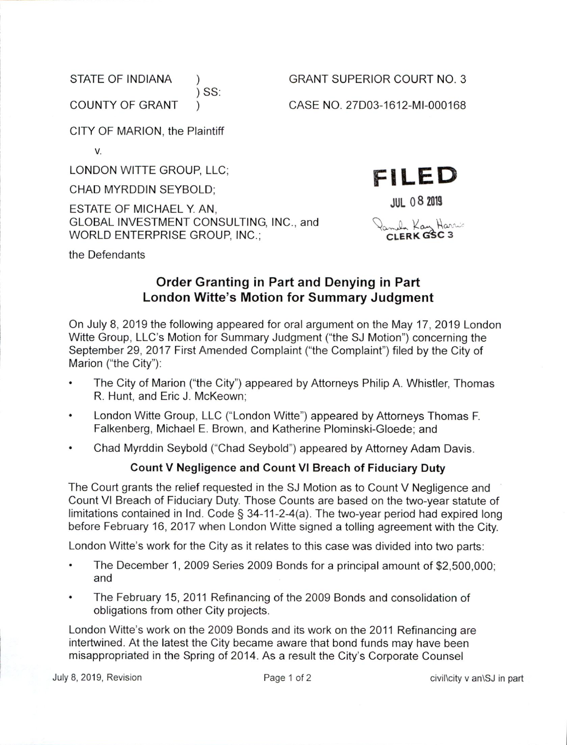STATE OF INDIANA )
) SS:
COUNTY OF GRANT )

GRANT SUPERIOR COURT NO. 3

CASE NO. 27D03-1612-MI-000168

CITY OF MARION, the Plaintiff

v.

LONDON WITTE GROUP, LLC;

CHAD MYRDDIN SEYBOLD;

ESTATE OF MICHAEL Y. AN,
GLOBAL INVESTMENT CONSULTING, INC., and
WORLD ENTERPRISE GROUP, INC.;

the Defendants

**FILED**
JUL 08 2019
Pamela Kay Harris
CLERK GSC 3

## Order Granting in Part and Denying in Part London Witte's Motion for Summary Judgment

On July 8, 2019 the following appeared for oral argument on the May 17, 2019 London Witte Group, LLC's Motion for Summary Judgment ("the SJ Motion") concerning the September 29, 2017 First Amended Complaint ("the Complaint") filed by the City of Marion ("the City"):

- The City of Marion ("the City") appeared by Attorneys Philip A. Whistler, Thomas R. Hunt, and Eric J. McKeown;
- London Witte Group, LLC ("London Witte") appeared by Attorneys Thomas F. Falkenberg, Michael E. Brown, and Katherine Plominski-Gloede; and
- Chad Myrddin Seybold ("Chad Seybold") appeared by Attorney Adam Davis.

### Count V Negligence and Count VI Breach of Fiduciary Duty

The Court grants the relief requested in the SJ Motion as to Count V Negligence and Count VI Breach of Fiduciary Duty. Those Counts are based on the two-year statute of limitations contained in Ind. Code § 34-11-2-4(a). The two-year period had expired long before February 16, 2017 when London Witte signed a tolling agreement with the City.

London Witte's work for the City as it relates to this case was divided into two parts:

- The December 1, 2009 Series 2009 Bonds for a principal amount of $2,500,000; and
- The February 15, 2011 Refinancing of the 2009 Bonds and consolidation of obligations from other City projects.

London Witte's work on the 2009 Bonds and its work on the 2011 Refinancing are intertwined. At the latest the City became aware that bond funds may have been misappropriated in the Spring of 2014. As a result the City's Corporate Counsel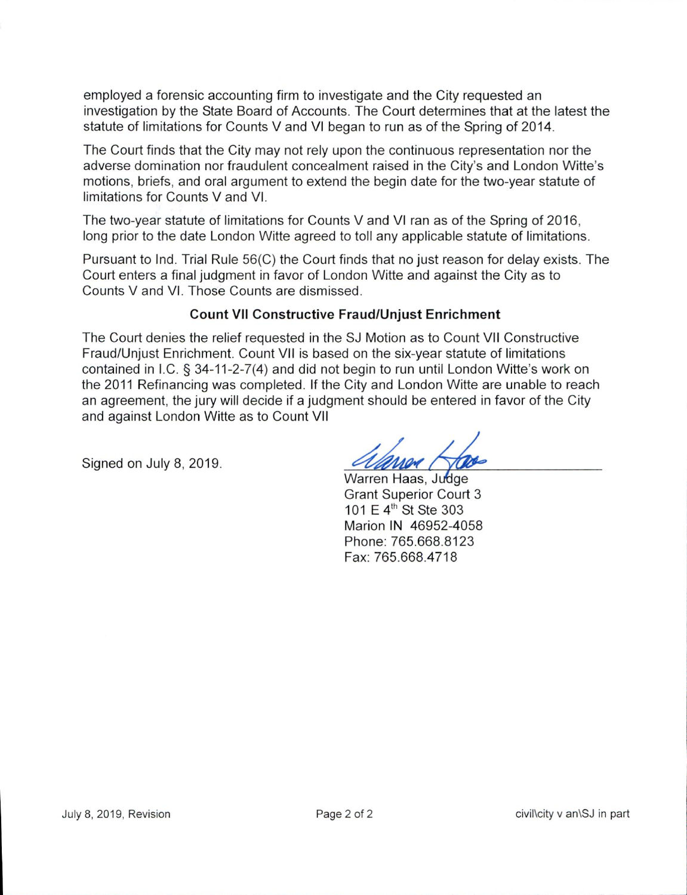employed a forensic accounting firm to investigate and the City requested an investigation by the State Board of Accounts. The Court determines that at the latest the statute of limitations for Counts V and VI began to run as of the Spring of 2014.

The Court finds that the City may not rely upon the continuous representation nor the adverse domination nor fraudulent concealment raised in the City's and London Witte's motions, briefs, and oral argument to extend the begin date for the two-year statute of limitations for Counts V and VI.

The two-year statute of limitations for Counts V and VI ran as of the Spring of 2016, long prior to the date London Witte agreed to toll any applicable statute of limitations.

Pursuant to Ind. Trial Rule 56(C) the Court finds that no just reason for delay exists. The Court enters a final judgment in favor of London Witte and against the City as to Counts V and VI. Those Counts are dismissed.

**Count VII Constructive Fraud/Unjust Enrichment**

The Court denies the relief requested in the SJ Motion as to Count VII Constructive Fraud/Unjust Enrichment. Count VII is based on the six-year statute of limitations contained in I.C. § 34-11-2-7(4) and did not begin to run until London Witte's work on the 2011 Refinancing was completed. If the City and London Witte are unable to reach an agreement, the jury will decide if a judgment should be entered in favor of the City and against London Witte as to Count VII

Signed on July 8, 2019.

Warren Haas, Judge
Grant Superior Court 3
101 E 4th St Ste 303
Marion IN 46952-4058
Phone: 765.668.8123
Fax: 765.668.4718

July 8, 2019, Revision | civil\city v an\SJ in part